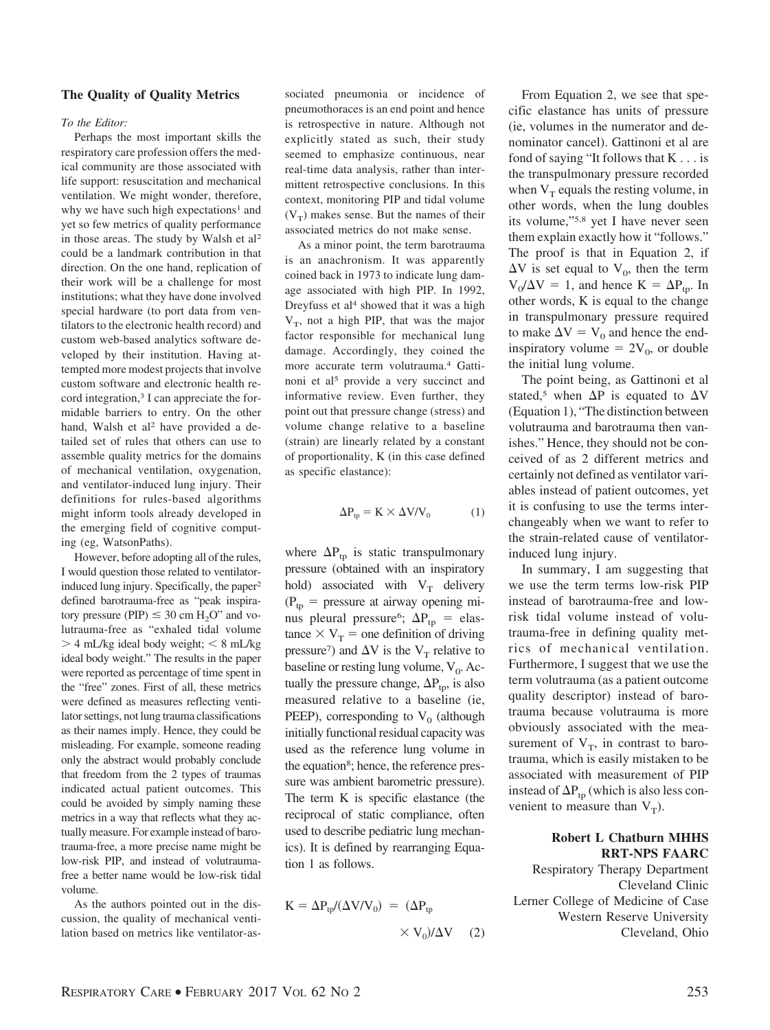## The Quality of Quality Metrics

*To the Editor:*

Perhaps the most important skills the respiratory care profession offers the medical community are those associated with life support: resuscitation and mechanical ventilation. We might wonder, therefore, why we have such high expectations[1] and yet so few metrics of quality performance in those areas. The study by Walsh et al[2] could be a landmark contribution in that direction. On the one hand, replication of their work will be a challenge for most institutions; what they have done involved special hardware (to port data from ventilators to the electronic health record) and custom web-based analytics software developed by their institution. Having attempted more modest projects that involve custom software and electronic health record integration,[3] I can appreciate the formidable barriers to entry. On the other hand, Walsh et al[2] have provided a detailed set of rules that others can use to assemble quality metrics for the domains of mechanical ventilation, oxygenation, and ventilator-induced lung injury. Their definitions for rules-based algorithms might inform tools already developed in the emerging field of cognitive computing (eg, WatsonPaths).

However, before adopting all of the rules, I would question those related to ventilator-induced lung injury. Specifically, the paper[2] defined barotrauma-free as "peak inspiratory pressure (PIP) ≤ 30 cm $H_2O$" and volutrauma-free as "exhaled tidal volume > 4 mL/kg ideal body weight; < 8 mL/kg ideal body weight." The results in the paper were reported as percentage of time spent in the "free" zones. First of all, these metrics were defined as measures reflecting ventilator settings, not lung trauma classifications as their names imply. Hence, they could be misleading. For example, someone reading only the abstract would probably conclude that freedom from the 2 types of traumas indicated actual patient outcomes. This could be avoided by simply naming these metrics in a way that reflects what they actually measure. For example instead of barotrauma-free, a more precise name might be low-risk PIP, and instead of volutrauma-free a better name would be low-risk tidal volume.

As the authors pointed out in the discussion, the quality of mechanical ventilation based on metrics like ventilator-associated pneumonia or incidence of pneumothoraces is an end point and hence is retrospective in nature. Although not explicitly stated as such, their study seemed to emphasize continuous, near real-time data analysis, rather than intermittent retrospective conclusions. In this context, monitoring PIP and tidal volume ($V_T$) makes sense. But the names of their associated metrics do not make sense.

As a minor point, the term barotrauma is an anachronism. It was apparently coined back in 1973 to indicate lung damage associated with high PIP. In 1992, Dreyfuss et al[4] showed that it was a high $V_T$, not a high PIP, that was the major factor responsible for mechanical lung damage. Accordingly, they coined the more accurate term volutrauma.[4] Gattinoni et al[5] provide a very succinct and informative review. Even further, they point out that pressure change (stress) and volume change relative to a baseline (strain) are linearly related by a constant of proportionality, K (in this case defined as specific elastance):

$$\Delta P_{tp} = K \times \Delta V/V_0 \qquad (1)$$

where $\Delta P_{tp}$ is static transpulmonary pressure (obtained with an inspiratory hold) associated with $V_T$ delivery ($P_{tp}$ = pressure at airway opening minus pleural pressure[6]; $\Delta P_{tp}$ = elastance × $V_T$ = one definition of driving pressure[7]) and $\Delta V$ is the $V_T$ relative to baseline or resting lung volume, $V_0$. Actually the pressure change, $\Delta P_{tp}$, is also measured relative to a baseline (ie, PEEP), corresponding to $V_0$ (although initially functional residual capacity was used as the reference lung volume in the equation[8]; hence, the reference pressure was ambient barometric pressure). The term K is specific elastance (the reciprocal of static compliance, often used to describe pediatric lung mechanics). It is defined by rearranging Equation 1 as follows.

$$K = \Delta P_{tp}/(\Delta V/V_0) = (\Delta P_{tp} \times V_0)/\Delta V \qquad (2)$$

From Equation 2, we see that specific elastance has units of pressure (ie, volumes in the numerator and denominator cancel). Gattinoni et al are fond of saying "It follows that K . . . is the transpulmonary pressure recorded when $V_T$ equals the resting volume, in other words, when the lung doubles its volume,"[5,8] yet I have never seen them explain exactly how it "follows." The proof is that in Equation 2, if $\Delta V$ is set equal to $V_0$, then the term $V_0/\Delta V = 1$, and hence $K = \Delta P_{tp}$. In other words, K is equal to the change in transpulmonary pressure required to make $\Delta V = V_0$ and hence the end-inspiratory volume $= 2V_0$, or double the initial lung volume.

The point being, as Gattinoni et al stated,[5] when $\Delta P$ is equated to $\Delta V$ (Equation 1), "The distinction between volutrauma and barotrauma then vanishes." Hence, they should not be conceived of as 2 different metrics and certainly not defined as ventilator variables instead of patient outcomes, yet it is confusing to use the terms interchangeably when we want to refer to the strain-related cause of ventilator-induced lung injury.

In summary, I am suggesting that we use the term terms low-risk PIP instead of barotrauma-free and low-risk tidal volume instead of volutrauma-free in defining quality metrics of mechanical ventilation. Furthermore, I suggest that we use the term volutrauma (as a patient outcome quality descriptor) instead of barotrauma because volutrauma is more obviously associated with the measurement of $V_T$, in contrast to barotrauma, which is easily mistaken to be associated with measurement of PIP instead of $\Delta P_{tp}$ (which is also less convenient to measure than $V_T$).

**Robert L Chatburn MHHS RRT-NPS FAARC**
Respiratory Therapy Department
Cleveland Clinic
Lerner College of Medicine of Case Western Reserve University
Cleveland, Ohio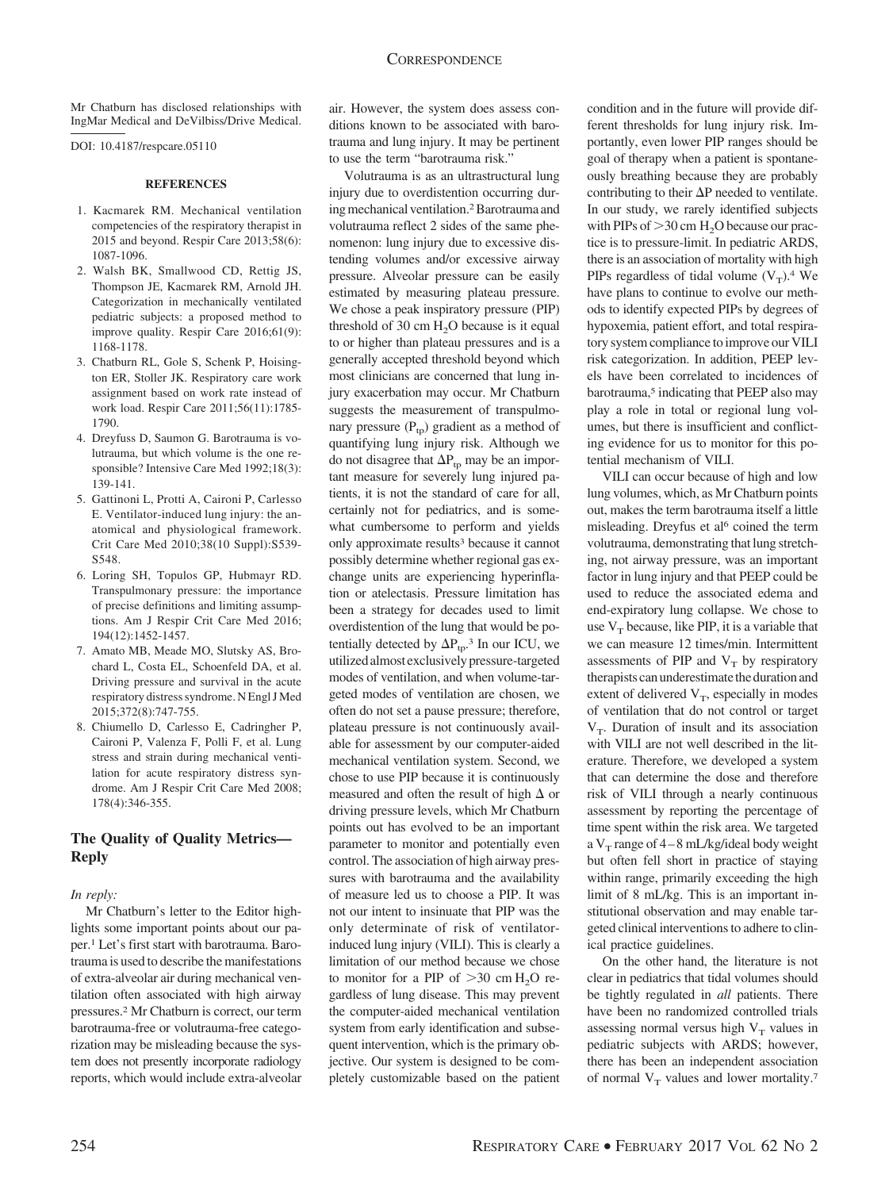Mr Chatburn has disclosed relationships with IngMar Medical and DeVilbiss/Drive Medical.

DOI: 10.4187/respcare.05110

#### REFERENCES

1. Kacmarek RM. Mechanical ventilation competencies of the respiratory therapist in 2015 and beyond. Respir Care 2013;58(6): 1087-1096.
2. Walsh BK, Smallwood CD, Rettig JS, Thompson JE, Kacmarek RM, Arnold JH. Categorization in mechanically ventilated pediatric subjects: a proposed method to improve quality. Respir Care 2016;61(9): 1168-1178.
3. Chatburn RL, Gole S, Schenk P, Hoisington ER, Stoller JK. Respiratory care work assignment based on work rate instead of work load. Respir Care 2011;56(11):1785-1790.
4. Dreyfuss D, Saumon G. Barotrauma is volutrauma, but which volume is the one responsible? Intensive Care Med 1992;18(3): 139-141.
5. Gattinoni L, Protti A, Caironi P, Carlesso E. Ventilator-induced lung injury: the anatomical and physiological framework. Crit Care Med 2010;38(10 Suppl):S539-S548.
6. Loring SH, Topulos GP, Hubmayr RD. Transpulmonary pressure: the importance of precise definitions and limiting assumptions. Am J Respir Crit Care Med 2016; 194(12):1452-1457.
7. Amato MB, Meade MO, Slutsky AS, Brochard L, Costa EL, Schoenfeld DA, et al. Driving pressure and survival in the acute respiratory distress syndrome. N Engl J Med 2015;372(8):747-755.
8. Chiumello D, Carlesso E, Cadringher P, Caironi P, Valenza F, Polli F, et al. Lung stress and strain during mechanical ventilation for acute respiratory distress syndrome. Am J Respir Crit Care Med 2008; 178(4):346-355.

## The Quality of Quality Metrics—Reply

*In reply:*

Mr Chatburn's letter to the Editor highlights some important points about our paper.[1] Let's first start with barotrauma. Barotrauma is used to describe the manifestations of extra-alveolar air during mechanical ventilation often associated with high airway pressures.[2] Mr Chatburn is correct, our term barotrauma-free or volutrauma-free categorization may be misleading because the system does not presently incorporate radiology reports, which would include extra-alveolar air. However, the system does assess conditions known to be associated with barotrauma and lung injury. It may be pertinent to use the term "barotrauma risk."

Volutrauma is as an ultrastructural lung injury due to overdistention occurring during mechanical ventilation.[2] Barotrauma and volutrauma reflect 2 sides of the same phenomenon: lung injury due to excessive distending volumes and/or excessive airway pressure. Alveolar pressure can be easily estimated by measuring plateau pressure. We chose a peak inspiratory pressure (PIP) threshold of 30 cm $H_2O$ because is it equal to or higher than plateau pressures and is a generally accepted threshold beyond which most clinicians are concerned that lung injury exacerbation may occur. Mr Chatburn suggests the measurement of transpulmonary pressure ($P_{tp}$) gradient as a method of quantifying lung injury risk. Although we do not disagree that $\Delta P_{tp}$ may be an important measure for severely lung injured patients, it is not the standard of care for all, certainly not for pediatrics, and is somewhat cumbersome to perform and yields only approximate results[3] because it cannot possibly determine whether regional gas exchange units are experiencing hyperinflation or atelectasis. Pressure limitation has been a strategy for decades used to limit overdistention of the lung that would be potentially detected by $\Delta P_{tp}$.[3] In our ICU, we utilized almost exclusively pressure-targeted modes of ventilation, and when volume-targeted modes of ventilation are chosen, we often do not set a pause pressure; therefore, plateau pressure is not continuously available for assessment by our computer-aided mechanical ventilation system. Second, we chose to use PIP because it is continuously measured and often the result of high $\Delta$ or driving pressure levels, which Mr Chatburn points out has evolved to be an important parameter to monitor and potentially even control. The association of high airway pressures with barotrauma and the availability of measure led us to choose a PIP. It was not our intent to insinuate that PIP was the only determinate of risk of ventilator-induced lung injury (VILI). This is clearly a limitation of our method because we chose to monitor for a PIP of >30 cm $H_2O$ regardless of lung disease. This may prevent the computer-aided mechanical ventilation system from early identification and subsequent intervention, which is the primary objective. Our system is designed to be completely customizable based on the patient condition and in the future will provide different thresholds for lung injury risk. Importantly, even lower PIP ranges should be goal of therapy when a patient is spontaneously breathing because they are probably contributing to their $\Delta P$ needed to ventilate. In our study, we rarely identified subjects with PIPs of >30 cm $H_2O$ because our practice is to pressure-limit. In pediatric ARDS, there is an association of mortality with high PIPs regardless of tidal volume ($V_T$).[4] We have plans to continue to evolve our methods to identify expected PIPs by degrees of hypoxemia, patient effort, and total respiratory system compliance to improve our VILI risk categorization. In addition, PEEP levels have been correlated to incidences of barotrauma,[5] indicating that PEEP also may play a role in total or regional lung volumes, but there is insufficient and conflicting evidence for us to monitor for this potential mechanism of VILI.

VILI can occur because of high and low lung volumes, which, as Mr Chatburn points out, makes the term barotrauma itself a little misleading. Dreyfus et al[6] coined the term volutrauma, demonstrating that lung stretching, not airway pressure, was an important factor in lung injury and that PEEP could be used to reduce the associated edema and end-expiratory lung collapse. We chose to use $V_T$ because, like PIP, it is a variable that we can measure 12 times/min. Intermittent assessments of PIP and $V_T$ by respiratory therapists can underestimate the duration and extent of delivered $V_T$, especially in modes of ventilation that do not control or target $V_T$. Duration of insult and its association with VILI are not well described in the literature. Therefore, we developed a system that can determine the dose and therefore risk of VILI through a nearly continuous assessment by reporting the percentage of time spent within the risk area. We targeted a $V_T$ range of 4–8 mL/kg/ideal body weight but often fell short in practice of staying within range, primarily exceeding the high limit of 8 mL/kg. This is an important institutional observation and may enable targeted clinical interventions to adhere to clinical practice guidelines.

On the other hand, the literature is not clear in pediatrics that tidal volumes should be tightly regulated in *all* patients. There have been no randomized controlled trials assessing normal versus high $V_T$ values in pediatric subjects with ARDS; however, there has been an independent association of normal $V_T$ values and lower mortality.[7]